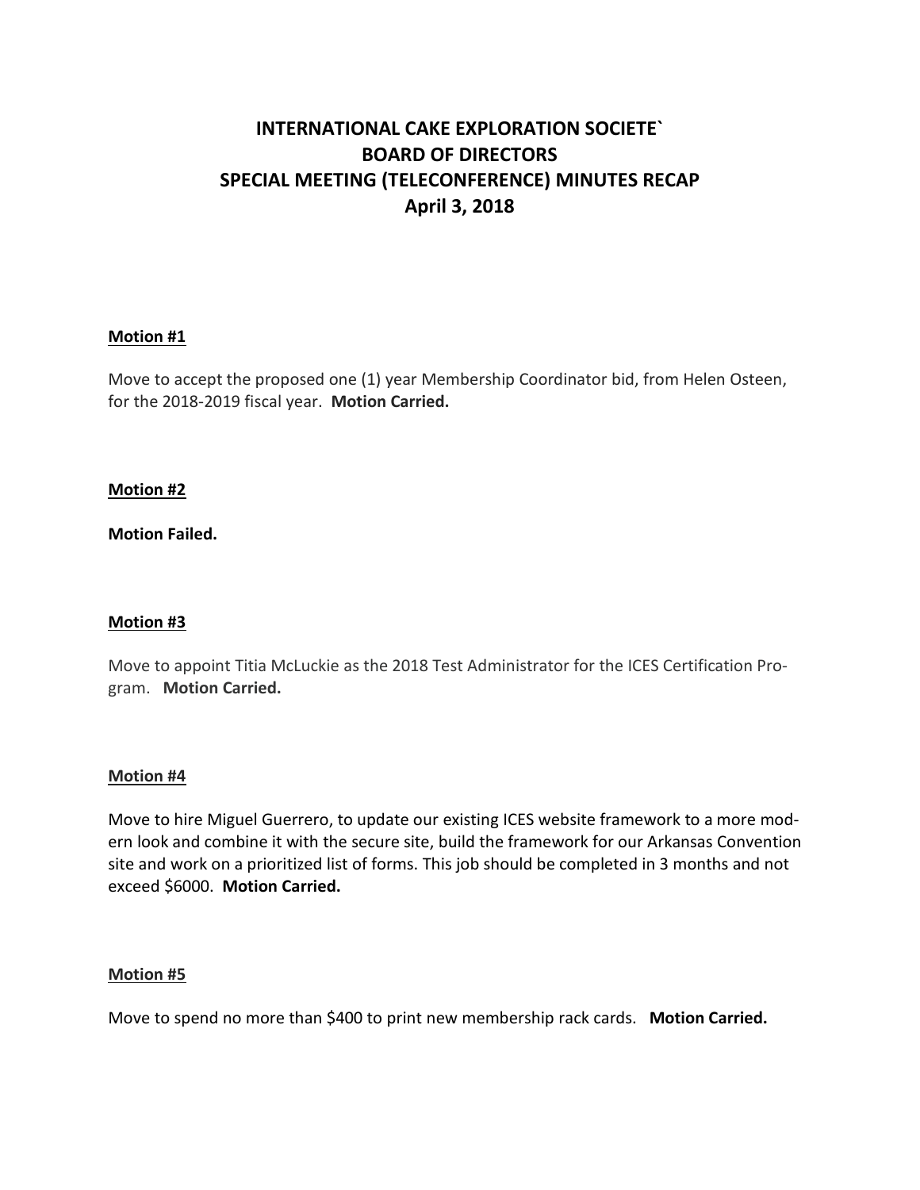# INTERNATIONAL CAKE EXPLORATION SOCIETE`
# BOARD OF DIRECTORS
# SPECIAL MEETING (TELECONFERENCE) MINUTES RECAP
# April 3, 2018

**Motion #1**

Move to accept the proposed one (1) year Membership Coordinator bid, from Helen Osteen, for the 2018-2019 fiscal year. **Motion Carried.**

**Motion #2**

**Motion Failed.**

**Motion #3**

Move to appoint Titia McLuckie as the 2018 Test Administrator for the ICES Certification Program. **Motion Carried.**

**Motion #4**

Move to hire Miguel Guerrero, to update our existing ICES website framework to a more modern look and combine it with the secure site, build the framework for our Arkansas Convention site and work on a prioritized list of forms. This job should be completed in 3 months and not exceed $6000. **Motion Carried.**

**Motion #5**

Move to spend no more than $400 to print new membership rack cards. **Motion Carried.**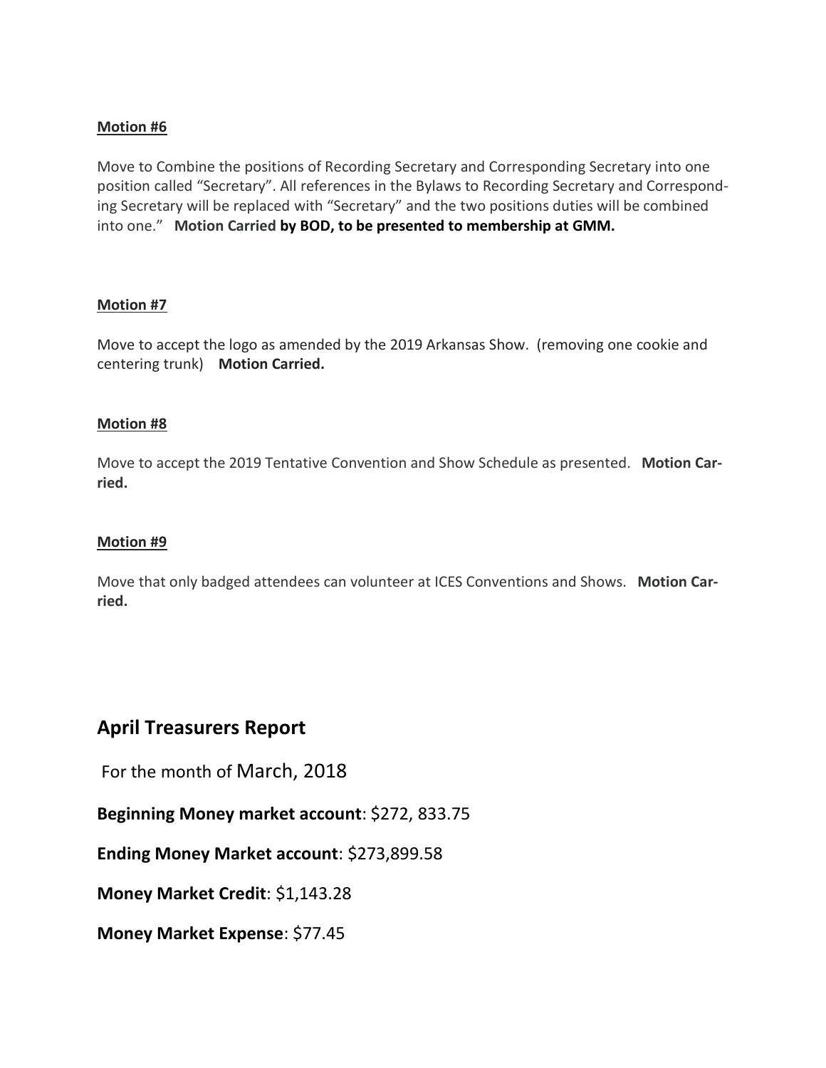**Motion #6**

Move to Combine the positions of Recording Secretary and Corresponding Secretary into one position called "Secretary". All references in the Bylaws to Recording Secretary and Corresponding Secretary will be replaced with "Secretary" and the two positions duties will be combined into one." **Motion Carried by BOD, to be presented to membership at GMM.**

**Motion #7**

Move to accept the logo as amended by the 2019 Arkansas Show. (removing one cookie and centering trunk) **Motion Carried.**

**Motion #8**

Move to accept the 2019 Tentative Convention and Show Schedule as presented. **Motion Carried.**

**Motion #9**

Move that only badged attendees can volunteer at ICES Conventions and Shows. **Motion Carried.**

## April Treasurers Report

For the month of March, 2018

**Beginning Money market account**: $272, 833.75

**Ending Money Market account**: $273,899.58

**Money Market Credit**: $1,143.28

**Money Market Expense**: $77.45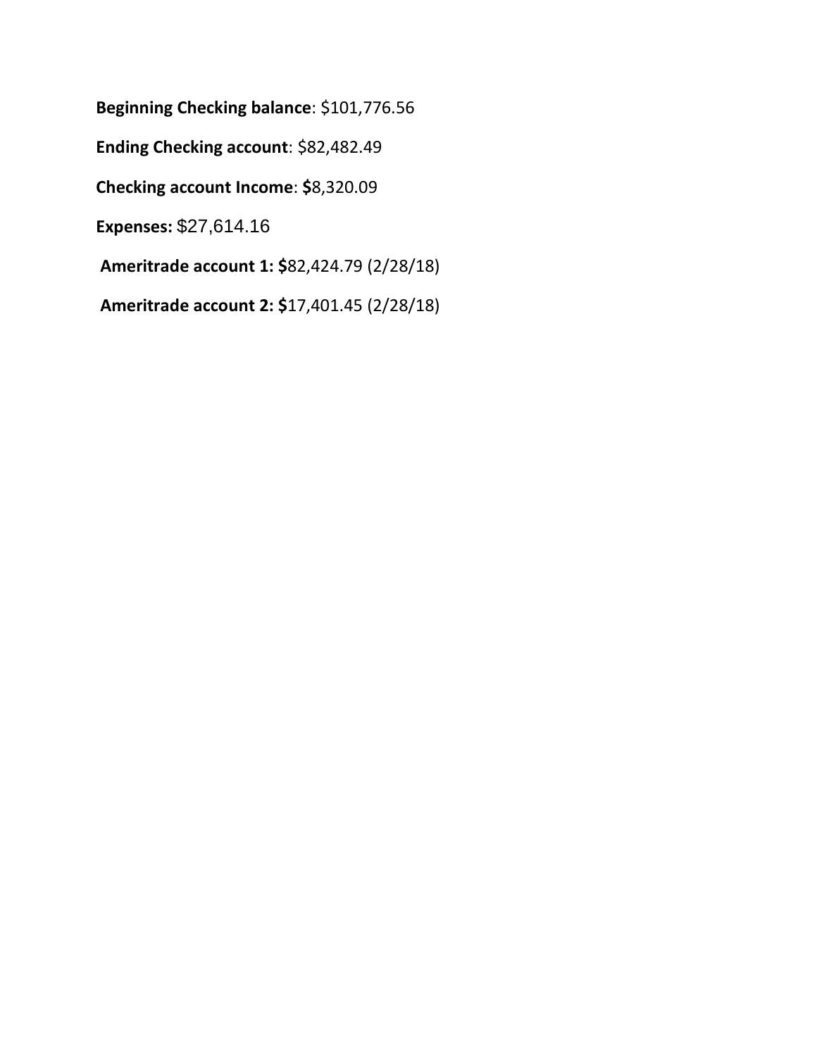**Beginning Checking balance**: $101,776.56

**Ending Checking account**: $82,482.49

**Checking account Income**: **$**8,320.09

**Expenses:** $27,614.16

**Ameritrade account 1: $**82,424.79 (2/28/18)

**Ameritrade account 2: $**17,401.45 (2/28/18)